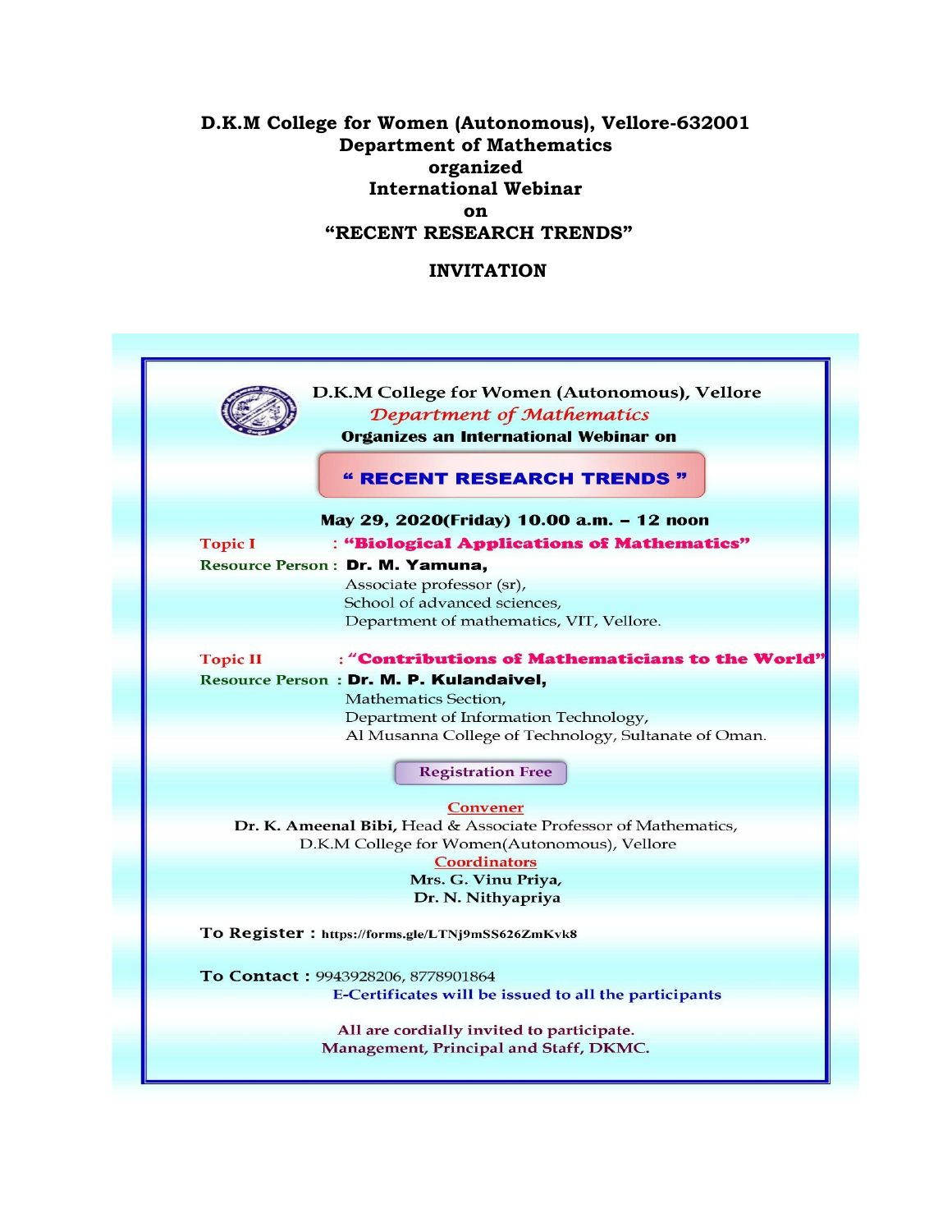# D.K.M College for Women (Autonomous), Vellore-632001
## Department of Mathematics
## organized
## International Webinar
## on
## "RECENT RESEARCH TRENDS"

## INVITATION

**D.K.M College for Women (Autonomous), Vellore**

*Department of Mathematics*

**Organizes an International Webinar on**

**" RECENT RESEARCH TRENDS "**

**May 29, 2020(Friday) 10.00 a.m. – 12 noon**

**Topic I** : **"Biological Applications of Mathematics"**

**Resource Person :** **Dr. M. Yamuna,**
Associate professor (sr),
School of advanced sciences,
Department of mathematics, VIT, Vellore.

**Topic II** : **"Contributions of Mathematicians to the World"**

**Resource Person :** **Dr. M. P. Kulandaivel,**
Mathematics Section,
Department of Information Technology,
Al Musanna College of Technology, Sultanate of Oman.

**Registration Free**

**Convener**

**Dr. K. Ameenal Bibi,** Head & Associate Professor of Mathematics,
D.K.M College for Women(Autonomous), Vellore

**Coordinators**

**Mrs. G. Vinu Priya,**
**Dr. N. Nithyapriya**

**To Register :** https://forms.gle/LTNj9mSS626ZmKvk8

**To Contact :** 9943928206, 8778901864

E-Certificates will be issued to all the participants

All are cordially invited to participate.
Management, Principal and Staff, DKMC.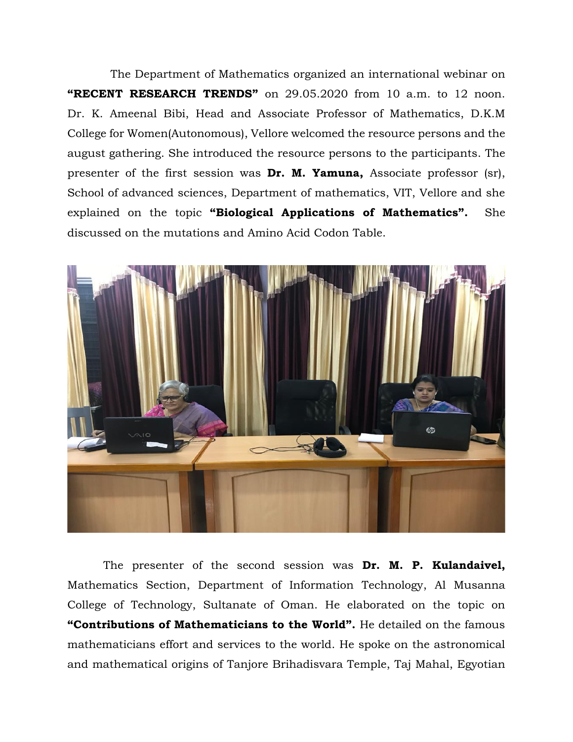The Department of Mathematics organized an international webinar on **"RECENT RESEARCH TRENDS"** on 29.05.2020 from 10 a.m. to 12 noon. Dr. K. Ameenal Bibi, Head and Associate Professor of Mathematics, D.K.M College for Women(Autonomous), Vellore welcomed the resource persons and the august gathering. She introduced the resource persons to the participants. The presenter of the first session was **Dr. M. Yamuna,** Associate professor (sr), School of advanced sciences, Department of mathematics, VIT, Vellore and she explained on the topic **"Biological Applications of Mathematics".** She discussed on the mutations and Amino Acid Codon Table.

The presenter of the second session was **Dr. M. P. Kulandaivel,** Mathematics Section, Department of Information Technology, Al Musanna College of Technology, Sultanate of Oman. He elaborated on the topic on **"Contributions of Mathematicians to the World".** He detailed on the famous mathematicians effort and services to the world. He spoke on the astronomical and mathematical origins of Tanjore Brihadisvara Temple, Taj Mahal, Egyotian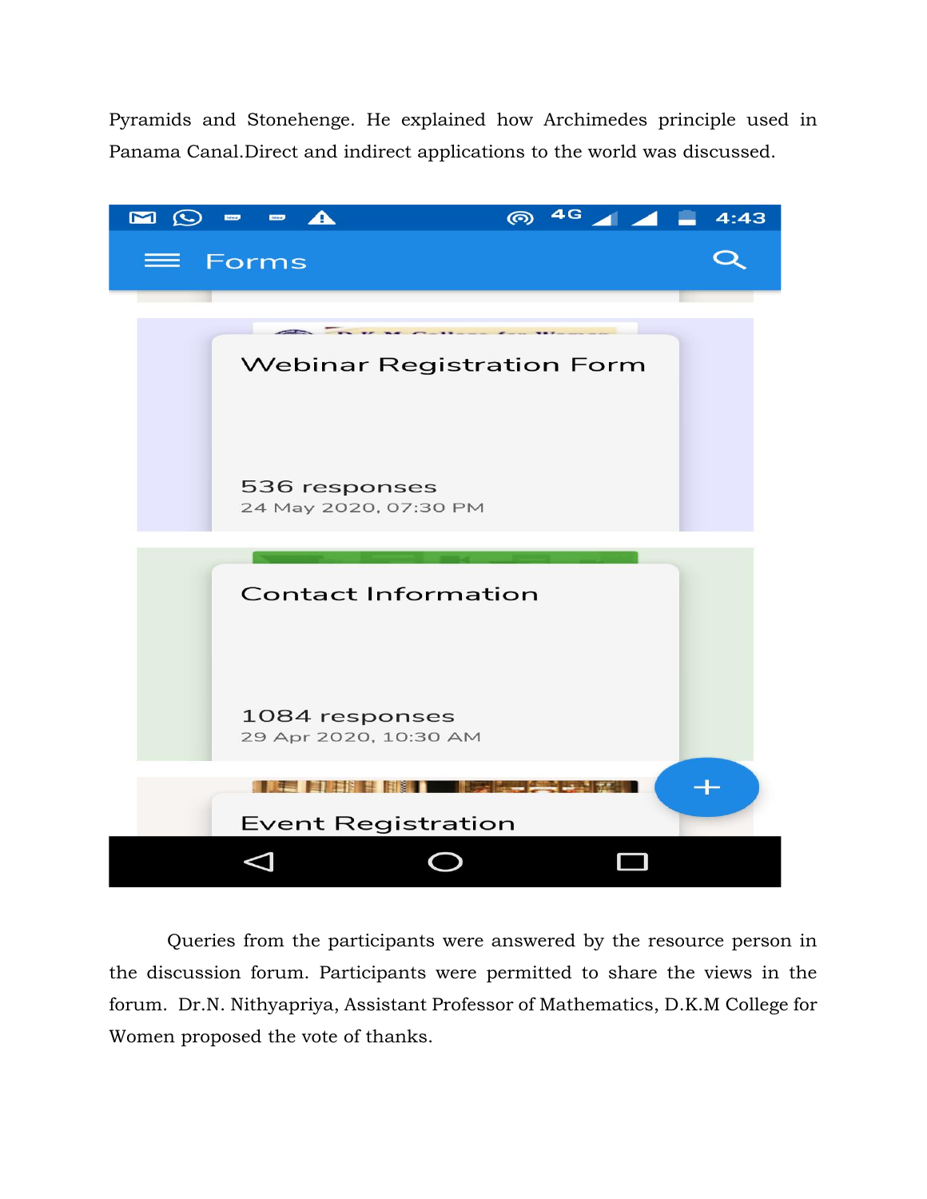Pyramids and Stonehenge. He explained how Archimedes principle used in Panama Canal.Direct and indirect applications to the world was discussed.

Queries from the participants were answered by the resource person in the discussion forum. Participants were permitted to share the views in the forum. Dr.N. Nithyapriya, Assistant Professor of Mathematics, D.K.M College for Women proposed the vote of thanks.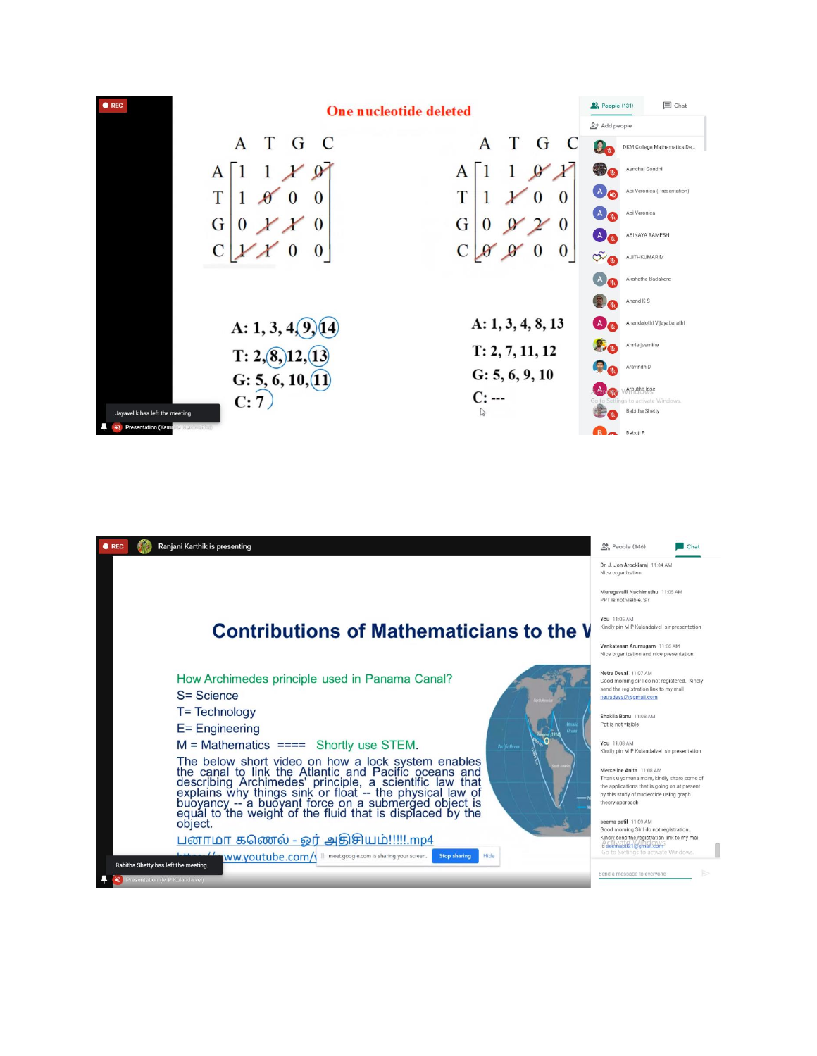One nucleotide deleted

|   | A | T | G | C |
|---|---|---|---|---|
| A | 1 | 1 | 1 | 0 |
| T | 1 | 0 | 0 | 0 |
| G | 0 | 1 | 1 | 0 |
| C | 1 | 1 | 0 | 0 |

|   | A | T | G | C |
|---|---|---|---|---|
| A | 1 | 1 | 0 | 1 |
| T | 1 | 1 | 0 | 0 |
| G | 0 | 0 | 2 | 0 |
| C | 0 | 0 | 0 | 0 |

A: 1, 3, 4, 9, 14
T: 2, 8, 12, 13
G: 5, 6, 10, 11
C: 7

A: 1, 3, 4, 8, 13
T: 2, 7, 11, 12
G: 5, 6, 9, 10
C: ---

## Contributions of Mathematicians to the W

How Archimedes principle used in Panama Canal?

S= Science
T= Technology
E= Engineering
M = Mathematics ==== Shortly use STEM.

The below short video on how a lock system enables the canal to link the Atlantic and Pacific oceans and describing Archimedes' principle, a scientific law that explains why things sink or float -- the physical law of buoyancy -- a buoyant force on a submerged object is equal to the weight of the fluid that is displaced by the object.

பனாமா கனெல் - ஓர் அதிசயம்!!!!!.mp4

https://www.youtube.com/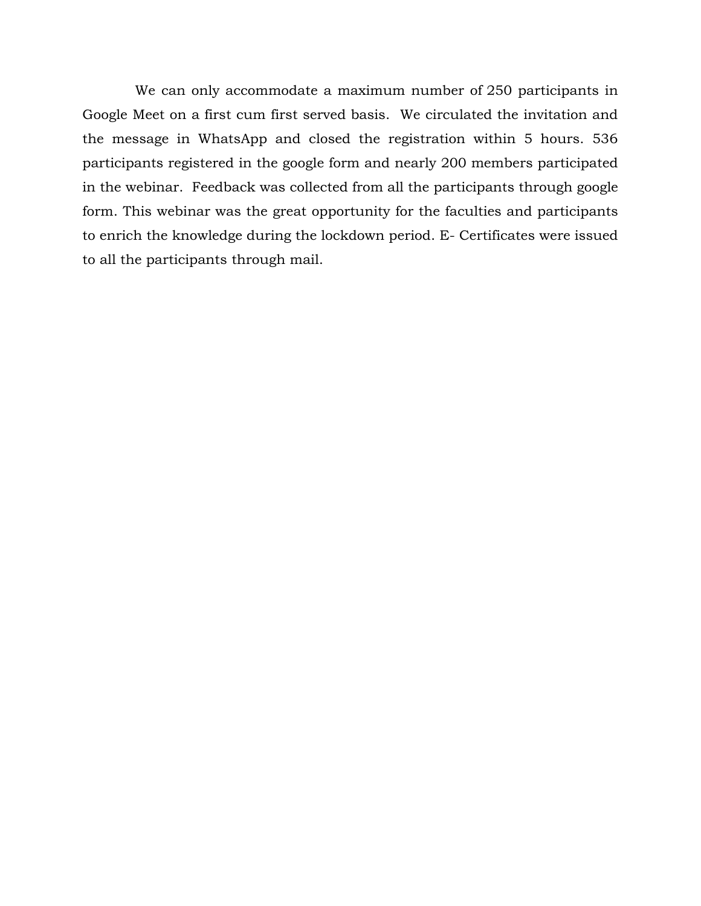We can only accommodate a maximum number of 250 participants in Google Meet on a first cum first served basis. We circulated the invitation and the message in WhatsApp and closed the registration within 5 hours. 536 participants registered in the google form and nearly 200 members participated in the webinar. Feedback was collected from all the participants through google form. This webinar was the great opportunity for the faculties and participants to enrich the knowledge during the lockdown period. E- Certificates were issued to all the participants through mail.